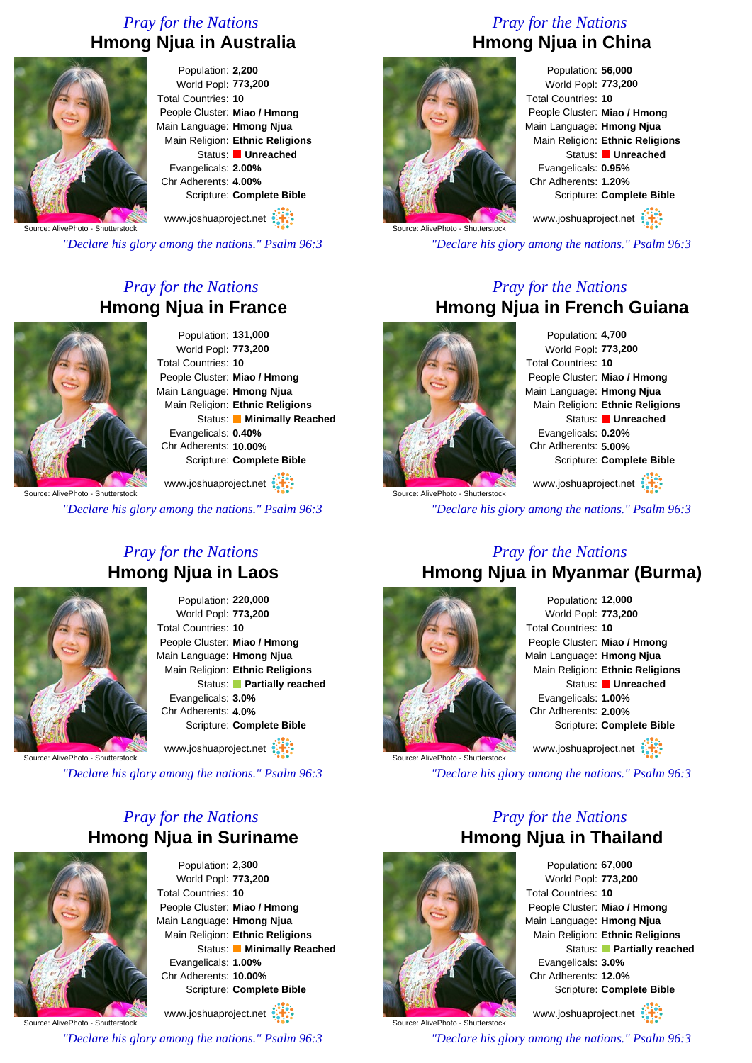## Pray for the Nations
# Hmong Njua in Australia

Population: **2,200**
World Popl: **773,200**
Total Countries: **10**
People Cluster: **Miao / Hmong**
Main Language: **Hmong Njua**
Main Religion: **Ethnic Religions**
Status: **Unreached**
Evangelicals: **2.00%**
Chr Adherents: **4.00%**
Scripture: **Complete Bible**

Source: AlivePhoto - Shutterstock

www.joshuaproject.net

*"Declare his glory among the nations." Psalm 96:3*

## Pray for the Nations
# Hmong Njua in China

Population: **56,000**
World Popl: **773,200**
Total Countries: **10**
People Cluster: **Miao / Hmong**
Main Language: **Hmong Njua**
Main Religion: **Ethnic Religions**
Status: **Unreached**
Evangelicals: **0.95%**
Chr Adherents: **1.20%**
Scripture: **Complete Bible**

Source: AlivePhoto - Shutterstock

www.joshuaproject.net

*"Declare his glory among the nations." Psalm 96:3*

## Pray for the Nations
# Hmong Njua in France

Population: **131,000**
World Popl: **773,200**
Total Countries: **10**
People Cluster: **Miao / Hmong**
Main Language: **Hmong Njua**
Main Religion: **Ethnic Religions**
Status: **Minimally Reached**
Evangelicals: **0.40%**
Chr Adherents: **10.00%**
Scripture: **Complete Bible**

Source: AlivePhoto - Shutterstock

www.joshuaproject.net

*"Declare his glory among the nations." Psalm 96:3*

## Pray for the Nations
# Hmong Njua in French Guiana

Population: **4,700**
World Popl: **773,200**
Total Countries: **10**
People Cluster: **Miao / Hmong**
Main Language: **Hmong Njua**
Main Religion: **Ethnic Religions**
Status: **Unreached**
Evangelicals: **0.20%**
Chr Adherents: **5.00%**
Scripture: **Complete Bible**

Source: AlivePhoto - Shutterstock

www.joshuaproject.net

*"Declare his glory among the nations." Psalm 96:3*

## Pray for the Nations
# Hmong Njua in Laos

Population: **220,000**
World Popl: **773,200**
Total Countries: **10**
People Cluster: **Miao / Hmong**
Main Language: **Hmong Njua**
Main Religion: **Ethnic Religions**
Status: **Partially reached**
Evangelicals: **3.0%**
Chr Adherents: **4.0%**
Scripture: **Complete Bible**

Source: AlivePhoto - Shutterstock

www.joshuaproject.net

*"Declare his glory among the nations." Psalm 96:3*

## Pray for the Nations
# Hmong Njua in Myanmar (Burma)

Population: **12,000**
World Popl: **773,200**
Total Countries: **10**
People Cluster: **Miao / Hmong**
Main Language: **Hmong Njua**
Main Religion: **Ethnic Religions**
Status: **Unreached**
Evangelicals: **1.00%**
Chr Adherents: **2.00%**
Scripture: **Complete Bible**

Source: AlivePhoto - Shutterstock

www.joshuaproject.net

*"Declare his glory among the nations." Psalm 96:3*

## Pray for the Nations
# Hmong Njua in Suriname

Population: **2,300**
World Popl: **773,200**
Total Countries: **10**
People Cluster: **Miao / Hmong**
Main Language: **Hmong Njua**
Main Religion: **Ethnic Religions**
Status: **Minimally Reached**
Evangelicals: **1.00%**
Chr Adherents: **10.00%**
Scripture: **Complete Bible**

Source: AlivePhoto - Shutterstock

www.joshuaproject.net

*"Declare his glory among the nations." Psalm 96:3*

## Pray for the Nations
# Hmong Njua in Thailand

Population: **67,000**
World Popl: **773,200**
Total Countries: **10**
People Cluster: **Miao / Hmong**
Main Language: **Hmong Njua**
Main Religion: **Ethnic Religions**
Status: **Partially reached**
Evangelicals: **3.0%**
Chr Adherents: **12.0%**
Scripture: **Complete Bible**

Source: AlivePhoto - Shutterstock

www.joshuaproject.net

*"Declare his glory among the nations." Psalm 96:3*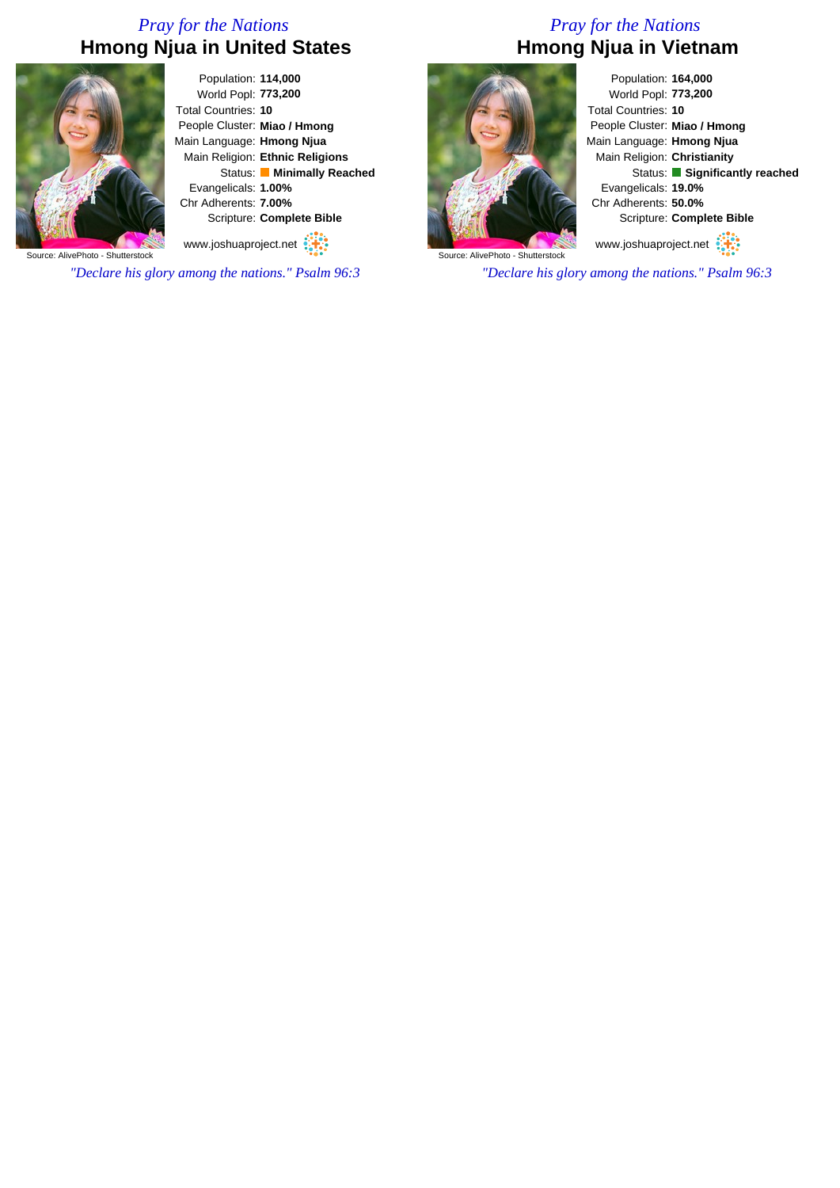*Pray for the Nations*

## Hmong Njua in United States

Source: AlivePhoto - Shutterstock

Population: **114,000**
World Popl: **773,200**
Total Countries: **10**
People Cluster: **Miao / Hmong**
Main Language: **Hmong Njua**
Main Religion: **Ethnic Religions**
Status: **Minimally Reached**
Evangelicals: **1.00%**
Chr Adherents: **7.00%**
Scripture: **Complete Bible**

www.joshuaproject.net

*"Declare his glory among the nations." Psalm 96:3*

*Pray for the Nations*

## Hmong Njua in Vietnam

Source: AlivePhoto - Shutterstock

Population: **164,000**
World Popl: **773,200**
Total Countries: **10**
People Cluster: **Miao / Hmong**
Main Language: **Hmong Njua**
Main Religion: **Christianity**
Status: **Significantly reached**
Evangelicals: **19.0%**
Chr Adherents: **50.0%**
Scripture: **Complete Bible**

www.joshuaproject.net

*"Declare his glory among the nations." Psalm 96:3*